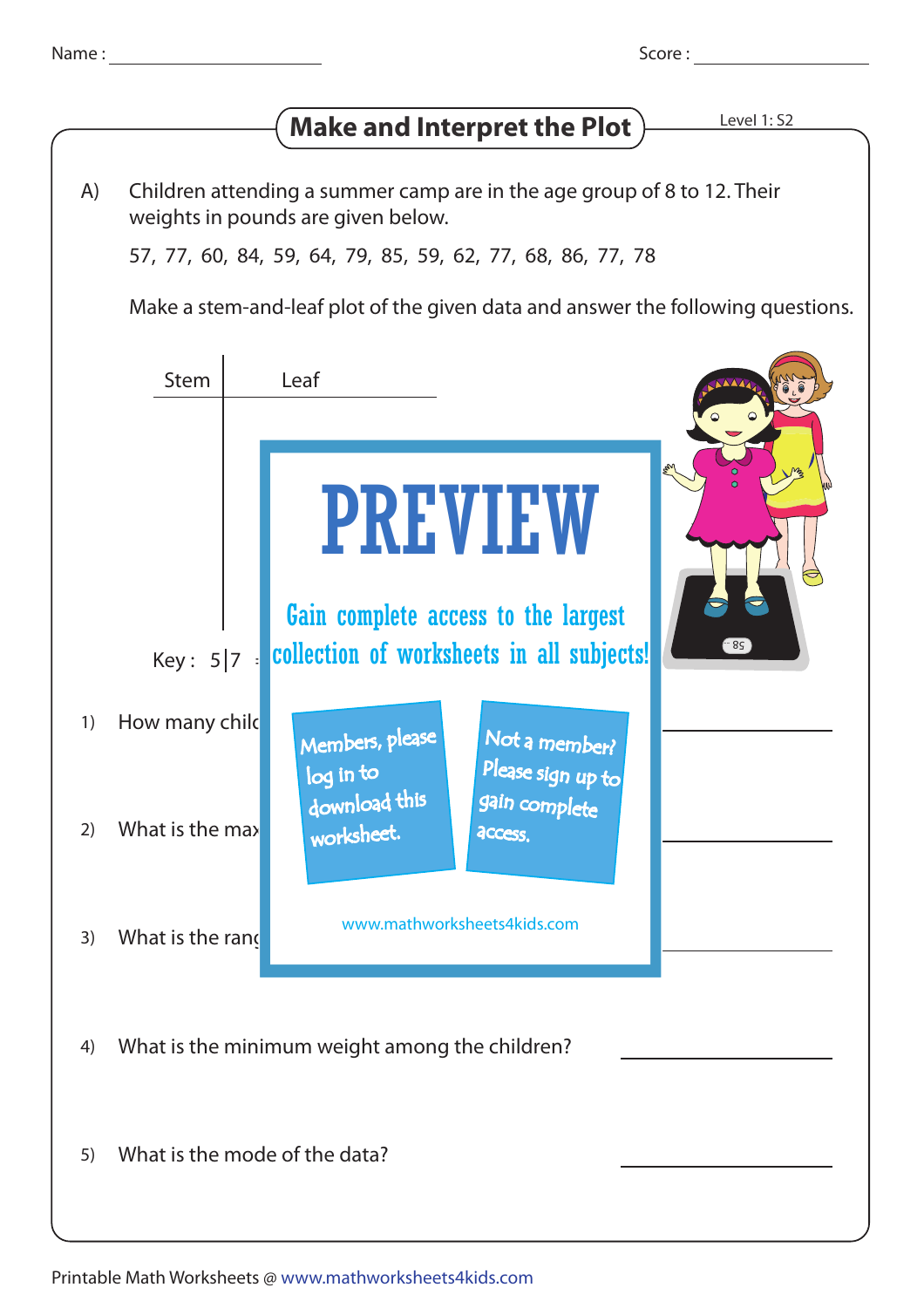Name : ______________________ Score : ________________

# Make and Interpret the Plot

Level 1: S2

A) Children attending a summer camp are in the age group of 8 to 12. Their weights in pounds are given below.

57, 77, 60, 84, 59, 64, 79, 85, 59, 62, 77, 68, 86, 77, 78

Make a stem-and-leaf plot of the given data and answer the following questions.

| Stem | Leaf |
|---|---|
| | |

Key : 5|7

PREVIEW

Gain complete access to the largest collection of worksheets in all subjects!

Members, please log in to download this worksheet.

Not a member? Please sign up to gain complete access.

www.mathworksheets4kids.com

1) How many chil ______________

2) What is the ma ______________

3) What is the ran ______________

4) What is the minimum weight among the children? ______________

5) What is the mode of the data? ______________

Printable Math Worksheets @ www.mathworksheets4kids.com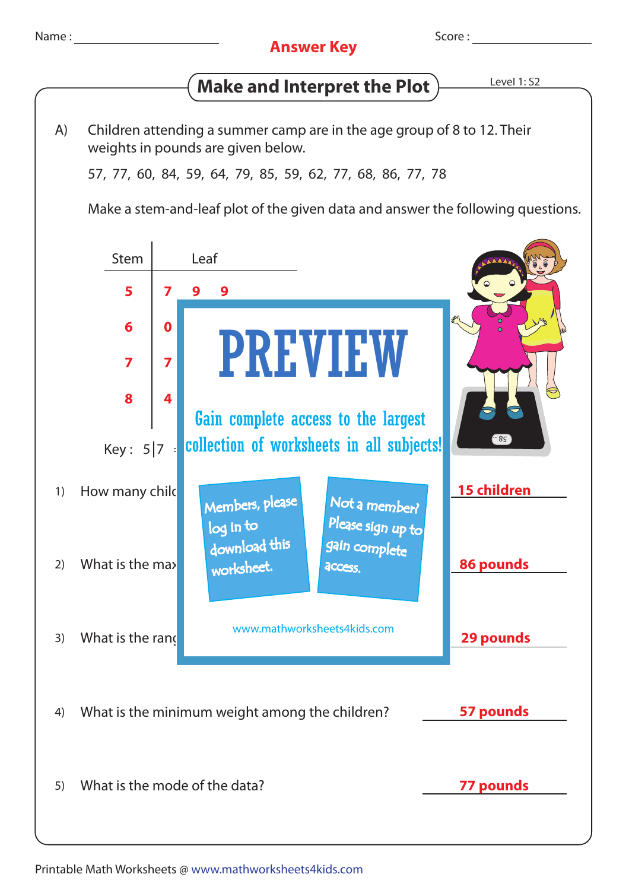Name : ______________ **Answer Key** Score : ______________

## Make and Interpret the Plot

Level 1: S2

A) Children attending a summer camp are in the age group of 8 to 12. Their weights in pounds are given below.

57, 77, 60, 84, 59, 64, 79, 85, 59, 62, 77, 68, 86, 77, 78

Make a stem-and-leaf plot of the given data and answer the following questions.

| Stem | Leaf |
|---|---|
| 5 | 7 9 9 |
| 6 | 0 |
| 7 | 7 |
| 8 | 4 |

Key : 5|7

PREVIEW

Gain complete access to the largest collection of worksheets in all subjects!

Members, please log in to download this worksheet.

Not a member? Please sign up to gain complete access.

www.mathworksheets4kids.com

1) How many child **15 children**

2) What is the max **86 pounds**

3) What is the rang **29 pounds**

4) What is the minimum weight among the children? **57 pounds**

5) What is the mode of the data? **77 pounds**

Printable Math Worksheets @ www.mathworksheets4kids.com